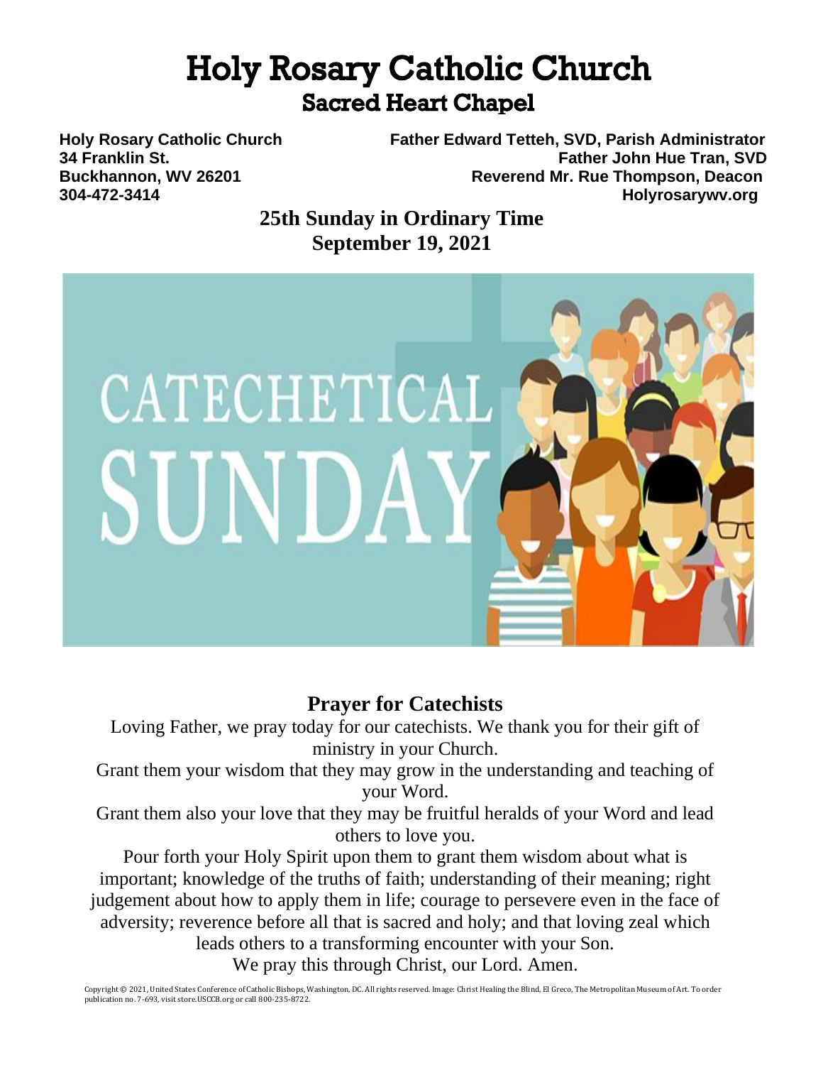# Holy Rosary Catholic Church

## Sacred Heart Chapel

**Holy Rosary Catholic Church**
**34 Franklin St.**
**Buckhannon, WV 26201**
**304-472-3414**

**Father Edward Tetteh, SVD, Parish Administrator**
**Father John Hue Tran, SVD**
**Reverend Mr. Rue Thompson, Deacon**
**Holyrosarywv.org**

**25th Sunday in Ordinary Time**
**September 19, 2021**

CATECHETICAL SUNDAY

## Prayer for Catechists

Loving Father, we pray today for our catechists. We thank you for their gift of ministry in your Church.

Grant them your wisdom that they may grow in the understanding and teaching of your Word.

Grant them also your love that they may be fruitful heralds of your Word and lead others to love you.

Pour forth your Holy Spirit upon them to grant them wisdom about what is important; knowledge of the truths of faith; understanding of their meaning; right judgement about how to apply them in life; courage to persevere even in the face of adversity; reverence before all that is sacred and holy; and that loving zeal which leads others to a transforming encounter with your Son.

We pray this through Christ, our Lord. Amen.

Copyright © 2021, United States Conference of Catholic Bishops, Washington, DC. All rights reserved. Image: Christ Healing the Blind, El Greco, The Metropolitan Museum of Art. To order publication no. 7-693, visit store.USCCB.org or call 800-235-8722.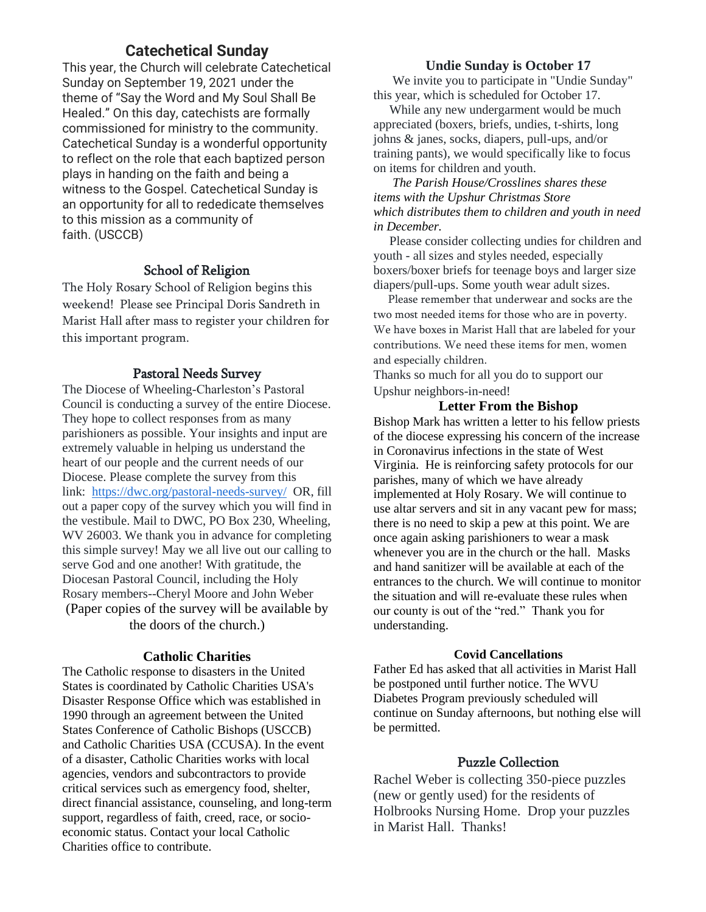## Catechetical Sunday

This year, the Church will celebrate Catechetical Sunday on September 19, 2021 under the theme of "Say the Word and My Soul Shall Be Healed." On this day, catechists are formally commissioned for ministry to the community. Catechetical Sunday is a wonderful opportunity to reflect on the role that each baptized person plays in handing on the faith and being a witness to the Gospel. Catechetical Sunday is an opportunity for all to rededicate themselves to this mission as a community of faith. (USCCB)

## School of Religion

The Holy Rosary School of Religion begins this weekend! Please see Principal Doris Sandreth in Marist Hall after mass to register your children for this important program.

## Pastoral Needs Survey

The Diocese of Wheeling-Charleston's Pastoral Council is conducting a survey of the entire Diocese. They hope to collect responses from as many parishioners as possible. Your insights and input are extremely valuable in helping us understand the heart of our people and the current needs of our Diocese. Please complete the survey from this link: https://dwc.org/pastoral-needs-survey/ OR, fill out a paper copy of the survey which you will find in the vestibule. Mail to DWC, PO Box 230, Wheeling, WV 26003. We thank you in advance for completing this simple survey! May we all live out our calling to serve God and one another! With gratitude, the Diocesan Pastoral Council, including the Holy Rosary members--Cheryl Moore and John Weber

(Paper copies of the survey will be available by the doors of the church.)

## Catholic Charities

The Catholic response to disasters in the United States is coordinated by Catholic Charities USA's Disaster Response Office which was established in 1990 through an agreement between the United States Conference of Catholic Bishops (USCCB) and Catholic Charities USA (CCUSA). In the event of a disaster, Catholic Charities works with local agencies, vendors and subcontractors to provide critical services such as emergency food, shelter, direct financial assistance, counseling, and long-term support, regardless of faith, creed, race, or socio-economic status. Contact your local Catholic Charities office to contribute.

## Undie Sunday is October 17

We invite you to participate in "Undie Sunday" this year, which is scheduled for October 17.

While any new undergarment would be much appreciated (boxers, briefs, undies, t-shirts, long johns & janes, socks, diapers, pull-ups, and/or training pants), we would specifically like to focus on items for children and youth.

*The Parish House/Crosslines shares these items with the Upshur Christmas Store which distributes them to children and youth in need in December.*

Please consider collecting undies for children and youth - all sizes and styles needed, especially boxers/boxer briefs for teenage boys and larger size diapers/pull-ups. Some youth wear adult sizes.

Please remember that underwear and socks are the two most needed items for those who are in poverty. We have boxes in Marist Hall that are labeled for your contributions. We need these items for men, women and especially children.

Thanks so much for all you do to support our Upshur neighbors-in-need!

## Letter From the Bishop

Bishop Mark has written a letter to his fellow priests of the diocese expressing his concern of the increase in Coronavirus infections in the state of West Virginia. He is reinforcing safety protocols for our parishes, many of which we have already implemented at Holy Rosary. We will continue to use altar servers and sit in any vacant pew for mass; there is no need to skip a pew at this point. We are once again asking parishioners to wear a mask whenever you are in the church or the hall. Masks and hand sanitizer will be available at each of the entrances to the church. We will continue to monitor the situation and will re-evaluate these rules when our county is out of the "red." Thank you for understanding.

## Covid Cancellations

Father Ed has asked that all activities in Marist Hall be postponed until further notice. The WVU Diabetes Program previously scheduled will continue on Sunday afternoons, but nothing else will be permitted.

## Puzzle Collection

Rachel Weber is collecting 350-piece puzzles (new or gently used) for the residents of Holbrooks Nursing Home. Drop your puzzles in Marist Hall. Thanks!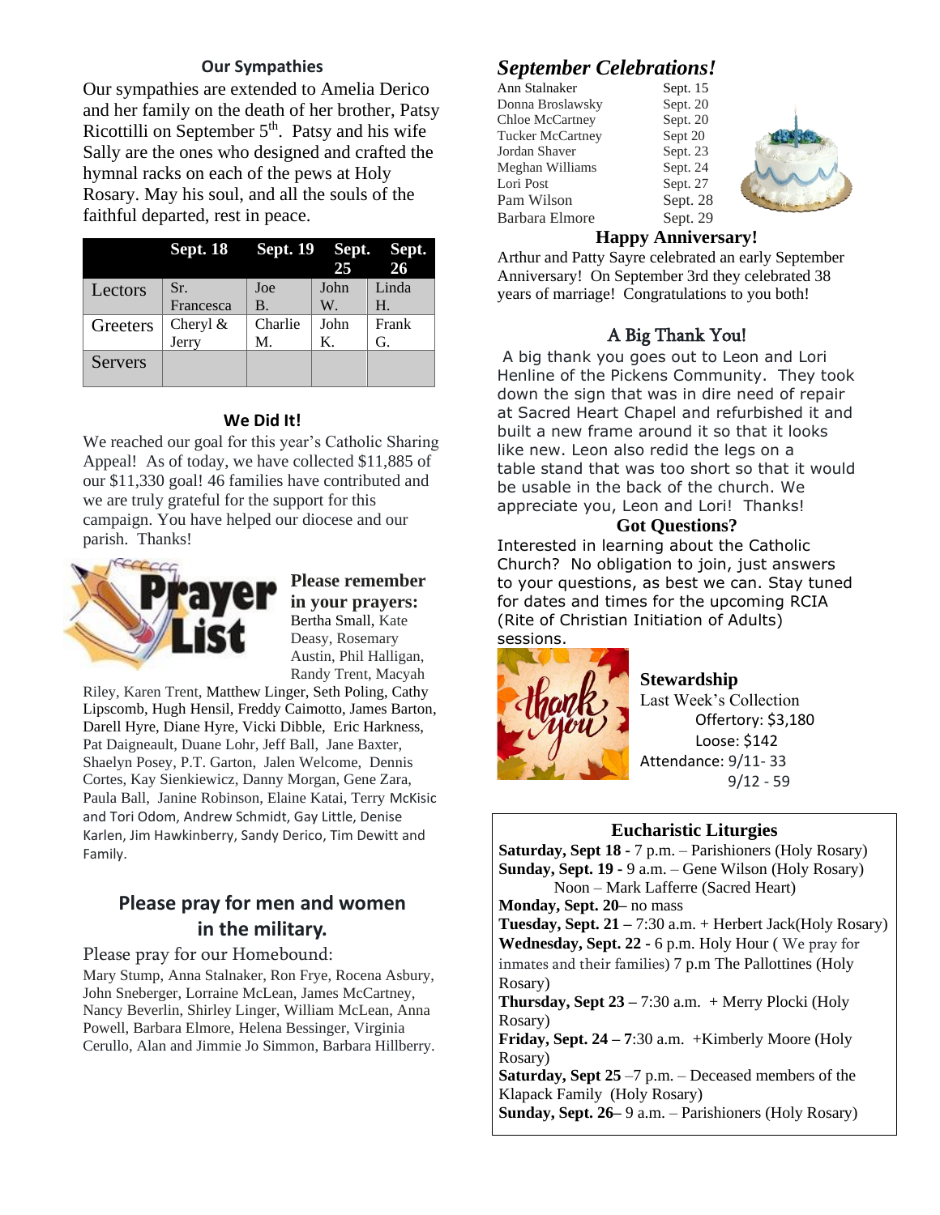## Our Sympathies

Our sympathies are extended to Amelia Derico and her family on the death of her brother, Patsy Ricottilli on September 5th. Patsy and his wife Sally are the ones who designed and crafted the hymnal racks on each of the pews at Holy Rosary. May his soul, and all the souls of the faithful departed, rest in peace.

| | Sept. 18 | Sept. 19 | Sept. 25 | Sept. 26 |
|---|---|---|---|---|
| Lectors | Sr. Francesca | Joe B. | John W. | Linda H. |
| Greeters | Cheryl & Jerry | Charlie M. | John K. | Frank G. |
| Servers | | | | |

## We Did It!

We reached our goal for this year's Catholic Sharing Appeal! As of today, we have collected $11,885 of our $11,330 goal! 46 families have contributed and we are truly grateful for the support for this campaign. You have helped our diocese and our parish. Thanks!

**Please remember in your prayers:** Bertha Small, Kate Deasy, Rosemary Austin, Phil Halligan, Randy Trent, Macyah Riley, Karen Trent, Matthew Linger, Seth Poling, Cathy Lipscomb, Hugh Hensil, Freddy Caimotto, James Barton, Darell Hyre, Diane Hyre, Vicki Dibble, Eric Harkness, Pat Daigneault, Duane Lohr, Jeff Ball, Jane Baxter, Shaelyn Posey, P.T. Garton, Jalen Welcome, Dennis Cortes, Kay Sienkiewicz, Danny Morgan, Gene Zara, Paula Ball, Janine Robinson, Elaine Katai, Terry McKisic and Tori Odom, Andrew Schmidt, Gay Little, Denise Karlen, Jim Hawkinberry, Sandy Derico, Tim Dewitt and Family.

## Please pray for men and women in the military.

Please pray for our Homebound:
Mary Stump, Anna Stalnaker, Ron Frye, Rocena Asbury, John Sneberger, Lorraine McLean, James McCartney, Nancy Beverlin, Shirley Linger, William McLean, Anna Powell, Barbara Elmore, Helena Bessinger, Virginia Cerullo, Alan and Jimmie Jo Simmon, Barbara Hillberry.

## *September Celebrations!*

| | |
|---|---|
| Ann Stalnaker | Sept. 15 |
| Donna Broslawsky | Sept. 20 |
| Chloe McCartney | Sept. 20 |
| Tucker McCartney | Sept 20 |
| Jordan Shaver | Sept. 23 |
| Meghan Williams | Sept. 24 |
| Lori Post | Sept. 27 |
| Pam Wilson | Sept. 28 |
| Barbara Elmore | Sept. 29 |

**Happy Anniversary!**

Arthur and Patty Sayre celebrated an early September Anniversary! On September 3rd they celebrated 38 years of marriage! Congratulations to you both!

## A Big Thank You!

A big thank you goes out to Leon and Lori Henline of the Pickens Community. They took down the sign that was in dire need of repair at Sacred Heart Chapel and refurbished it and built a new frame around it so that it looks like new. Leon also redid the legs on a table stand that was too short so that it would be usable in the back of the church. We appreciate you, Leon and Lori! Thanks!

**Got Questions?**

Interested in learning about the Catholic Church? No obligation to join, just answers to your questions, as best we can. Stay tuned for dates and times for the upcoming RCIA (Rite of Christian Initiation of Adults) sessions.

**Stewardship**

Last Week's Collection
Offertory: $3,180
Loose: $142
Attendance: 9/11- 33
9/12 - 59

## Eucharistic Liturgies

**Saturday, Sept 18 -** 7 p.m. – Parishioners (Holy Rosary)
**Sunday, Sept. 19 -** 9 a.m. – Gene Wilson (Holy Rosary)
Noon – Mark Lafferre (Sacred Heart)
**Monday, Sept. 20–** no mass
**Tuesday, Sept. 21 –** 7:30 a.m. + Herbert Jack(Holy Rosary)
**Wednesday, Sept. 22 -** 6 p.m. Holy Hour ( We pray for inmates and their families) 7 p.m The Pallottines (Holy Rosary)
**Thursday, Sept 23 –** 7:30 a.m. + Merry Plocki (Holy Rosary)
**Friday, Sept. 24 – 7**:30 a.m. +Kimberly Moore (Holy Rosary)
**Saturday, Sept 25** –7 p.m. – Deceased members of the Klapack Family (Holy Rosary)
**Sunday, Sept. 26–** 9 a.m. – Parishioners (Holy Rosary)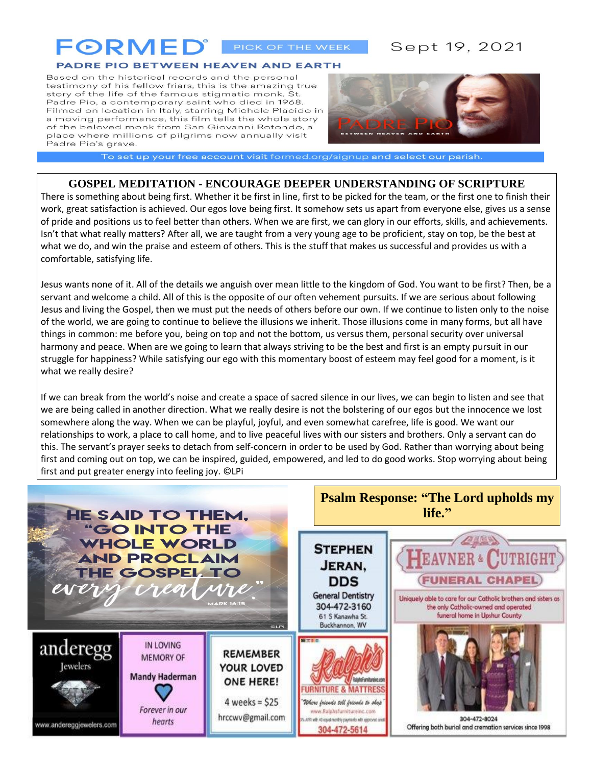# FORMED® PICK OF THE WEEK

Sept 19, 2021

## PADRE PIO BETWEEN HEAVEN AND EARTH

Based on the historical records and the personal testimony of his fellow friars, this is the amazing true story of the life of the famous stigmatic monk, St. Padre Pio, a contemporary saint who died in 1968. Filmed on location in Italy, starring Michele Placido in a moving performance, this film tells the whole story of the beloved monk from San Giovanni Rotondo, a place where millions of pilgrims now annually visit Padre Pio's grave.

PADRE PIO BETWEEN HEAVEN AND EARTH

To set up your free account visit formed.org/signup and select our parish.

## GOSPEL MEDITATION - ENCOURAGE DEEPER UNDERSTANDING OF SCRIPTURE

There is something about being first. Whether it be first in line, first to be picked for the team, or the first one to finish their work, great satisfaction is achieved. Our egos love being first. It somehow sets us apart from everyone else, gives us a sense of pride and positions us to feel better than others. When we are first, we can glory in our efforts, skills, and achievements. Isn't that what really matters? After all, we are taught from a very young age to be proficient, stay on top, be the best at what we do, and win the praise and esteem of others. This is the stuff that makes us successful and provides us with a comfortable, satisfying life.

Jesus wants none of it. All of the details we anguish over mean little to the kingdom of God. You want to be first? Then, be a servant and welcome a child. All of this is the opposite of our often vehement pursuits. If we are serious about following Jesus and living the Gospel, then we must put the needs of others before our own. If we continue to listen only to the noise of the world, we are going to continue to believe the illusions we inherit. Those illusions come in many forms, but all have things in common: me before you, being on top and not the bottom, us versus them, personal security over universal harmony and peace. When are we going to learn that always striving to be the best and first is an empty pursuit in our struggle for happiness? While satisfying our ego with this momentary boost of esteem may feel good for a moment, is it what we really desire?

If we can break from the world's noise and create a space of sacred silence in our lives, we can begin to listen and see that we are being called in another direction. What we really desire is not the bolstering of our egos but the innocence we lost somewhere along the way. When we can be playful, joyful, and even somewhat carefree, life is good. We want our relationships to work, a place to call home, and to live peaceful lives with our sisters and brothers. Only a servant can do this. The servant's prayer seeks to detach from self-concern in order to be used by God. Rather than worrying about being first and coming out on top, we can be inspired, guided, empowered, and led to do good works. Stop worrying about being first and put greater energy into feeling joy. ©LPi

HE SAID TO THEM, "GO INTO THE WHOLE WORLD AND PROCLAIM THE GOSPEL TO *every creature.*" MARK 16:15 ©LPi

**Psalm Response: "The Lord upholds my life."**

**STEPHEN JERAN, DDS**
General Dentistry
304-472-3160
61 S Kanawha St.
Buckhannon, WV

**HEAVNER & CUTRIGHT FUNERAL CHAPEL**
Uniquely able to care for our Catholic brothers and sisters as the only Catholic-owned and operated funeral home in Upshur County
304-472-8024
Offering both burial and cremation services since 1998

**anderegg Jewelers**
www.andereggjewelers.com

IN LOVING MEMORY OF
**Mandy Haderman**
*Forever in our hearts*

**REMEMBER YOUR LOVED ONE HERE!**
4 weeks = $25
hrccwv@gmail.com

**Ralph's FURNITURE & MATTRESS**
RalphsFurnitureinc.com
*"Where friends tell friends to shop"*
www.Ralphsfurnitureinc.com
304-472-5614